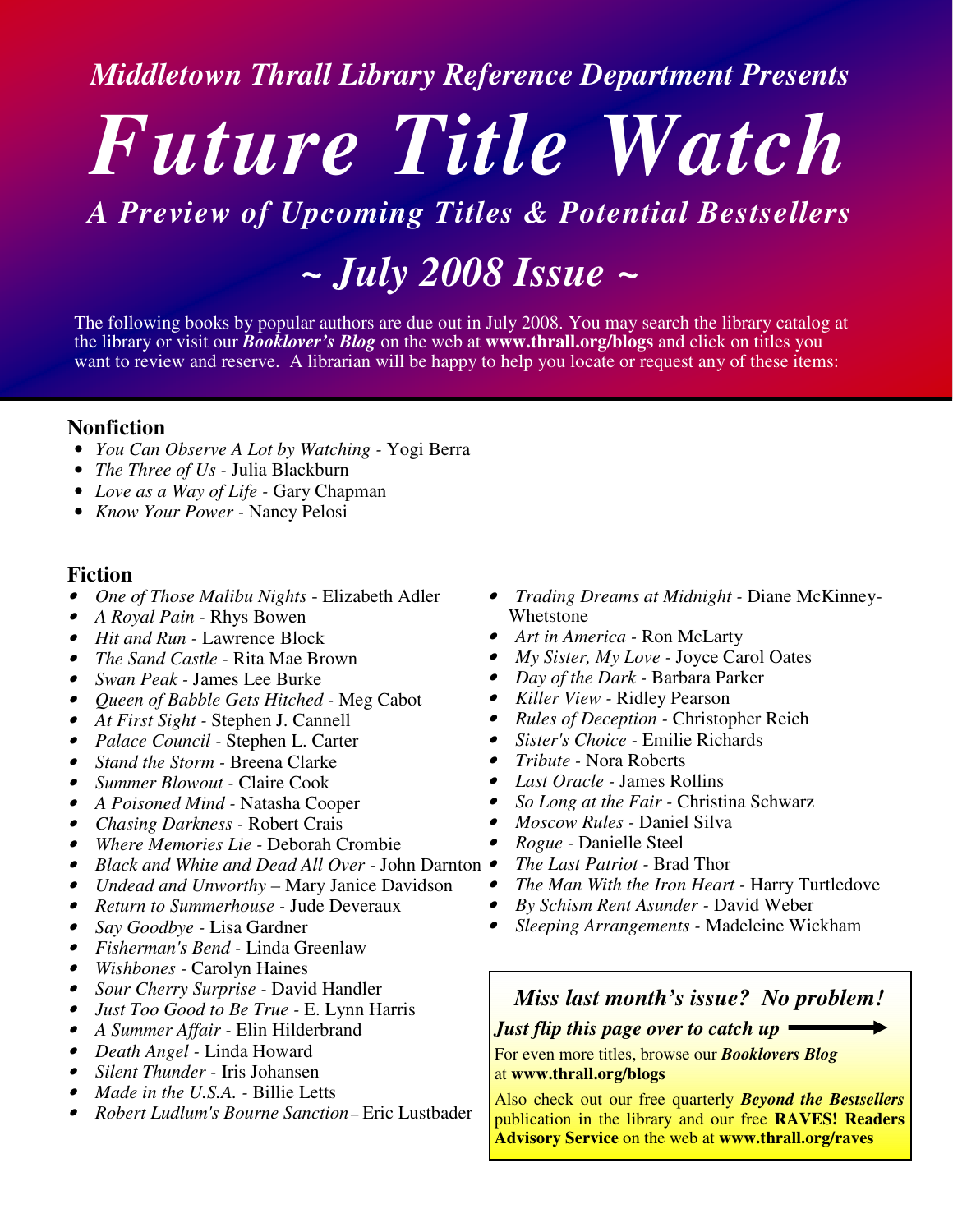*Middletown Thrall Library Reference Department Presents*

# *Future Title Watch*

## *A Preview of Upcoming Titles & Potential Bestsellers*

## *~ July 2008 Issue ~*

The following books by popular authors are due out in July 2008. You may search the library catalog at the library or visit our ***Booklover's Blog*** on the web at **www.thrall.org/blogs** and click on titles you want to review and reserve. A librarian will be happy to help you locate or request any of these items:

### Nonfiction

- *You Can Observe A Lot by Watching* - Yogi Berra
- *The Three of Us* - Julia Blackburn
- *Love as a Way of Life* - Gary Chapman
- *Know Your Power* - Nancy Pelosi

### Fiction

- *One of Those Malibu Nights* - Elizabeth Adler
- *A Royal Pain* - Rhys Bowen
- *Hit and Run* - Lawrence Block
- *The Sand Castle* - Rita Mae Brown
- *Swan Peak* - James Lee Burke
- *Queen of Babble Gets Hitched* - Meg Cabot
- *At First Sight* - Stephen J. Cannell
- *Palace Council* - Stephen L. Carter
- *Stand the Storm* - Breena Clarke
- *Summer Blowout* - Claire Cook
- *A Poisoned Mind* - Natasha Cooper
- *Chasing Darkness* - Robert Crais
- *Where Memories Lie* - Deborah Crombie
- *Black and White and Dead All Over* - John Darnton
- *Undead and Unworthy* – Mary Janice Davidson
- *Return to Summerhouse* - Jude Deveraux
- *Say Goodbye* - Lisa Gardner
- *Fisherman's Bend* - Linda Greenlaw
- *Wishbones* - Carolyn Haines
- *Sour Cherry Surprise* - David Handler
- *Just Too Good to Be True* - E. Lynn Harris
- *A Summer Affair* - Elin Hilderbrand
- *Death Angel* - Linda Howard
- *Silent Thunder* - Iris Johansen
- *Made in the U.S.A.* - Billie Letts
- *Robert Ludlum's Bourne Sanction* – Eric Lustbader
- *Trading Dreams at Midnight* - Diane McKinney-Whetstone
- *Art in America* - Ron McLarty
- *My Sister, My Love* - Joyce Carol Oates
- *Day of the Dark* - Barbara Parker
- *Killer View* - Ridley Pearson
- *Rules of Deception* - Christopher Reich
- *Sister's Choice* - Emilie Richards
- *Tribute* - Nora Roberts
- *Last Oracle* - James Rollins
- *So Long at the Fair* - Christina Schwarz
- *Moscow Rules* - Daniel Silva
- *Rogue* - Danielle Steel
- *The Last Patriot* - Brad Thor
- *The Man With the Iron Heart* - Harry Turtledove
- *By Schism Rent Asunder* - David Weber
- *Sleeping Arrangements* - Madeleine Wickham

***Miss last month's issue? No problem!***

***Just flip this page over to catch up*** →

For even more titles, browse our ***Booklovers Blog*** at **www.thrall.org/blogs**

Also check out our free quarterly ***Beyond the Bestsellers*** publication in the library and our free **RAVES! Readers Advisory Service** on the web at **www.thrall.org/raves**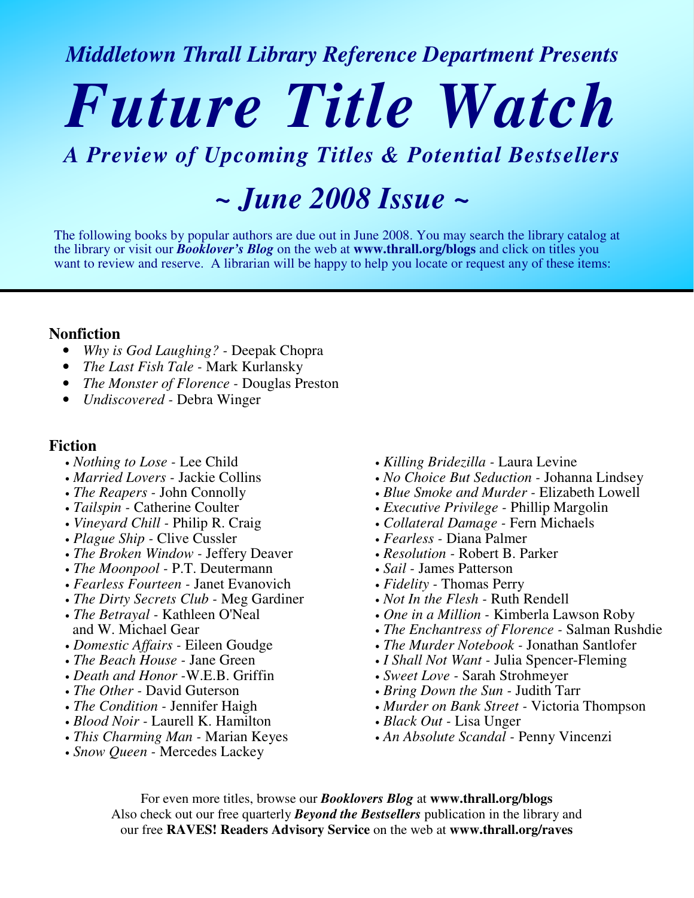*Middletown Thrall Library Reference Department Presents*

# *Future Title Watch*

## *A Preview of Upcoming Titles & Potential Bestsellers*

## *~ June 2008 Issue ~*

The following books by popular authors are due out in June 2008. You may search the library catalog at the library or visit our ***Booklover's Blog*** on the web at **www.thrall.org/blogs** and click on titles you want to review and reserve. A librarian will be happy to help you locate or request any of these items:

### Nonfiction

- *Why is God Laughing?* - Deepak Chopra
- *The Last Fish Tale* - Mark Kurlansky
- *The Monster of Florence* - Douglas Preston
- *Undiscovered* - Debra Winger

### Fiction

- *Nothing to Lose* - Lee Child
- *Married Lovers* - Jackie Collins
- *The Reapers* - John Connolly
- *Tailspin* - Catherine Coulter
- *Vineyard Chill* - Philip R. Craig
- *Plague Ship* - Clive Cussler
- *The Broken Window* - Jeffery Deaver
- *The Moonpool* - P.T. Deutermann
- *Fearless Fourteen* - Janet Evanovich
- *The Dirty Secrets Club* - Meg Gardiner
- *The Betrayal* - Kathleen O'Neal and W. Michael Gear
- *Domestic Affairs* - Eileen Goudge
- *The Beach House* - Jane Green
- *Death and Honor* -W.E.B. Griffin
- *The Other* - David Guterson
- *The Condition* - Jennifer Haigh
- *Blood Noir* - Laurell K. Hamilton
- *This Charming Man* - Marian Keyes
- *Snow Queen* - Mercedes Lackey
- *Killing Bridezilla* - Laura Levine
- *No Choice But Seduction* - Johanna Lindsey
- *Blue Smoke and Murder* - Elizabeth Lowell
- *Executive Privilege* - Phillip Margolin
- *Collateral Damage* - Fern Michaels
- *Fearless* - Diana Palmer
- *Resolution* - Robert B. Parker
- *Sail* - James Patterson
- *Fidelity* - Thomas Perry
- *Not In the Flesh* - Ruth Rendell
- *One in a Million* - Kimberla Lawson Roby
- *The Enchantress of Florence* - Salman Rushdie
- *The Murder Notebook* - Jonathan Santlofer
- *I Shall Not Want* - Julia Spencer-Fleming
- *Sweet Love* - Sarah Strohmeyer
- *Bring Down the Sun* - Judith Tarr
- *Murder on Bank Street* - Victoria Thompson
- *Black Out* - Lisa Unger
- *An Absolute Scandal* - Penny Vincenzi

For even more titles, browse our ***Booklovers Blog*** at **www.thrall.org/blogs**
Also check out our free quarterly ***Beyond the Bestsellers*** publication in the library and our free **RAVES! Readers Advisory Service** on the web at **www.thrall.org/raves**